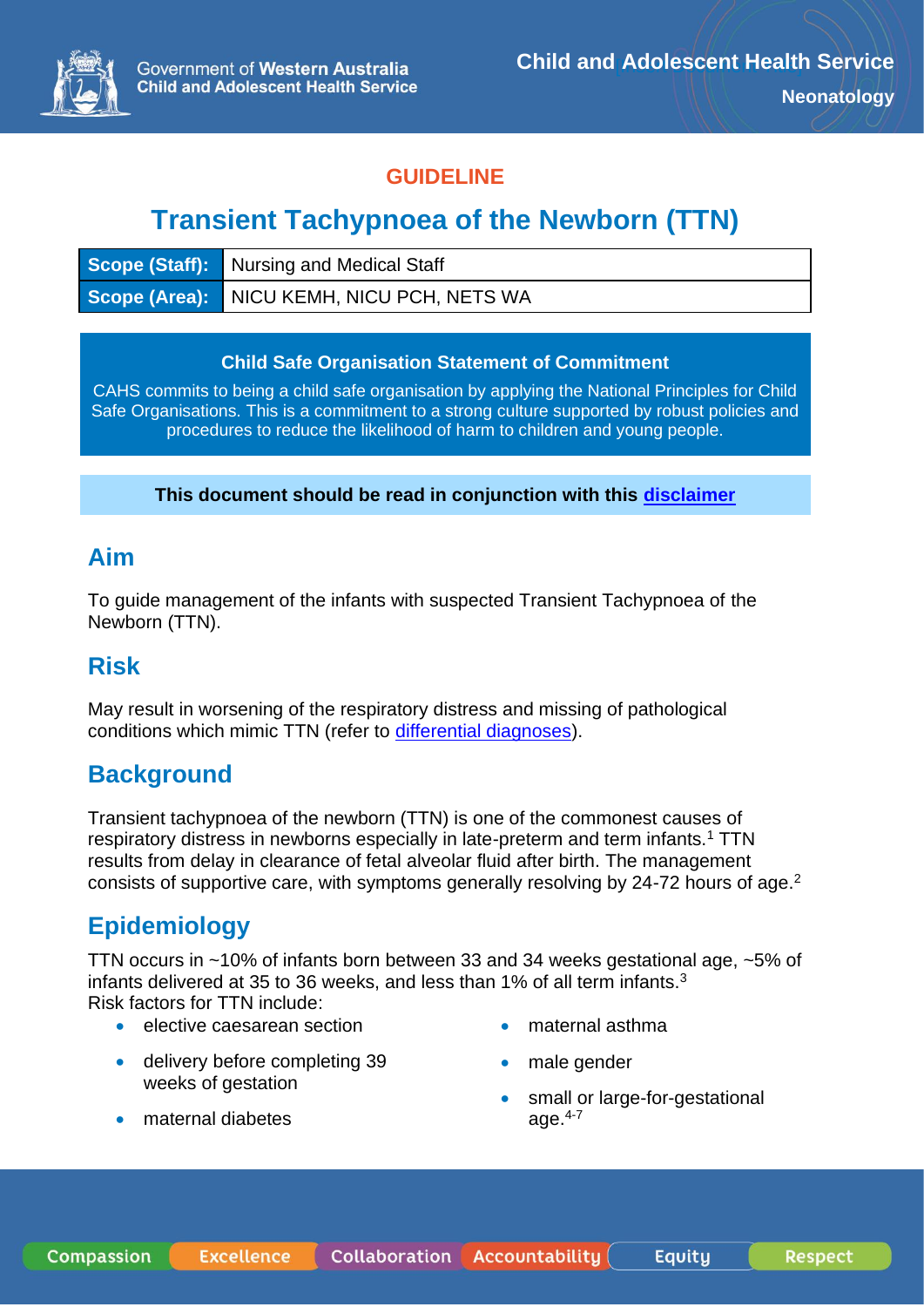**GUIDELINE**

# Transient Tachypnoea of the Newborn (TTN)

| Scope (Staff): | Nursing and Medical Staff |
|---|---|
| Scope (Area): | NICU KEMH, NICU PCH, NETS WA |

**Child Safe Organisation Statement of Commitment**

CAHS commits to being a child safe organisation by applying the National Principles for Child Safe Organisations. This is a commitment to a strong culture supported by robust policies and procedures to reduce the likelihood of harm to children and young people.

**This document should be read in conjunction with this disclaimer**

## Aim

To guide management of the infants with suspected Transient Tachypnoea of the Newborn (TTN).

## Risk

May result in worsening of the respiratory distress and missing of pathological conditions which mimic TTN (refer to differential diagnoses).

## Background

Transient tachypnoea of the newborn (TTN) is one of the commonest causes of respiratory distress in newborns especially in late-preterm and term infants.[1] TTN results from delay in clearance of fetal alveolar fluid after birth. The management consists of supportive care, with symptoms generally resolving by 24-72 hours of age.[2]

## Epidemiology

TTN occurs in ~10% of infants born between 33 and 34 weeks gestational age, ~5% of infants delivered at 35 to 36 weeks, and less than 1% of all term infants.[3]
Risk factors for TTN include:

- elective caesarean section
- delivery before completing 39 weeks of gestation
- maternal diabetes
- maternal asthma
- male gender
- small or large-for-gestational age.[4-7]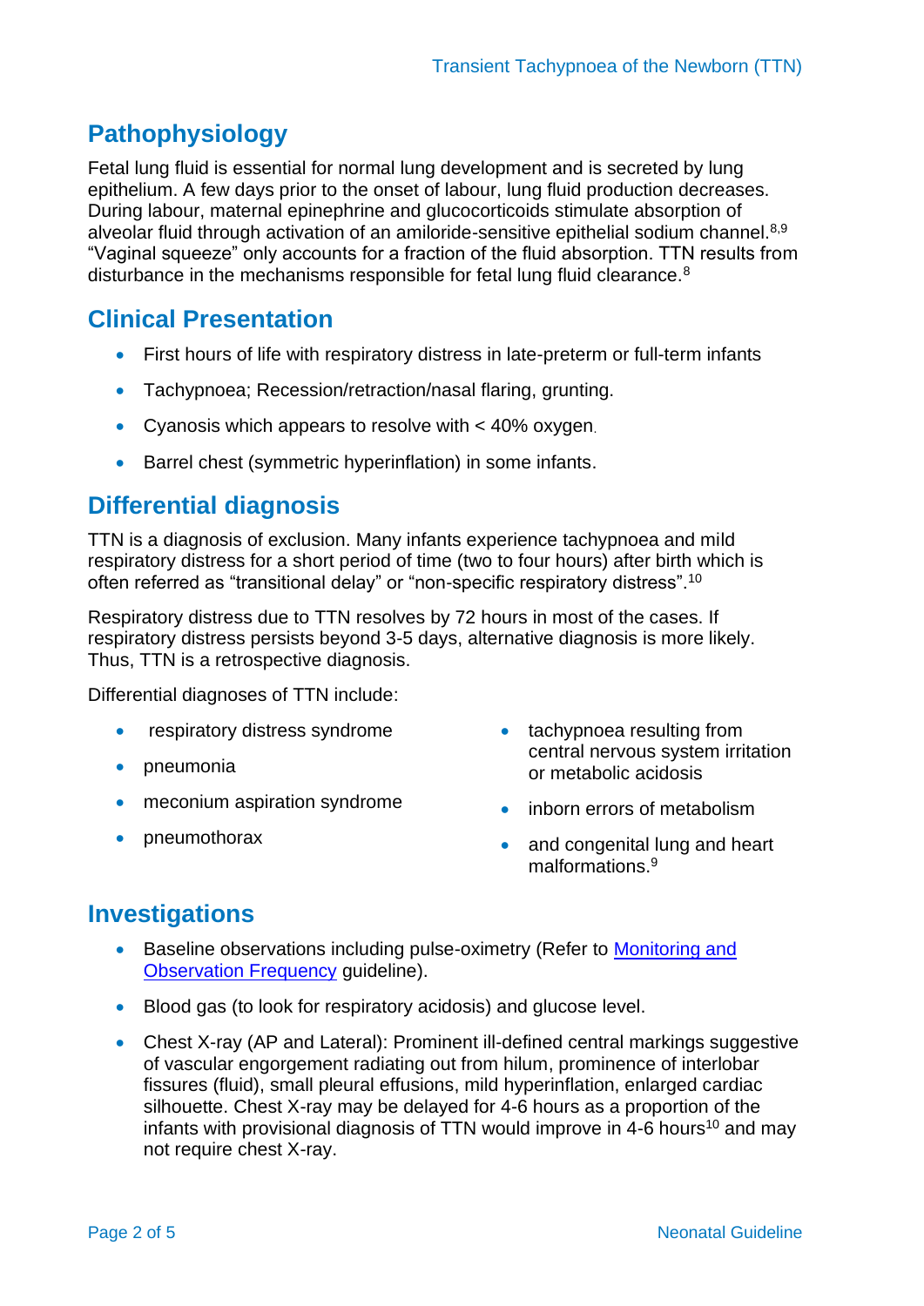## Pathophysiology

Fetal lung fluid is essential for normal lung development and is secreted by lung epithelium. A few days prior to the onset of labour, lung fluid production decreases. During labour, maternal epinephrine and glucocorticoids stimulate absorption of alveolar fluid through activation of an amiloride-sensitive epithelial sodium channel.[8,9] "Vaginal squeeze" only accounts for a fraction of the fluid absorption. TTN results from disturbance in the mechanisms responsible for fetal lung fluid clearance.[8]

## Clinical Presentation

- First hours of life with respiratory distress in late-preterm or full-term infants
- Tachypnoea; Recession/retraction/nasal flaring, grunting.
- Cyanosis which appears to resolve with < 40% oxygen.
- Barrel chest (symmetric hyperinflation) in some infants.

## Differential diagnosis

TTN is a diagnosis of exclusion. Many infants experience tachypnoea and mild respiratory distress for a short period of time (two to four hours) after birth which is often referred as "transitional delay" or "non-specific respiratory distress".[10]

Respiratory distress due to TTN resolves by 72 hours in most of the cases. If respiratory distress persists beyond 3-5 days, alternative diagnosis is more likely. Thus, TTN is a retrospective diagnosis.

Differential diagnoses of TTN include:

- respiratory distress syndrome
- pneumonia
- meconium aspiration syndrome
- pneumothorax
- tachypnoea resulting from central nervous system irritation or metabolic acidosis
- inborn errors of metabolism
- and congenital lung and heart malformations.[9]

## Investigations

- Baseline observations including pulse-oximetry (Refer to Monitoring and Observation Frequency guideline).
- Blood gas (to look for respiratory acidosis) and glucose level.
- Chest X-ray (AP and Lateral): Prominent ill-defined central markings suggestive of vascular engorgement radiating out from hilum, prominence of interlobar fissures (fluid), small pleural effusions, mild hyperinflation, enlarged cardiac silhouette. Chest X-ray may be delayed for 4-6 hours as a proportion of the infants with provisional diagnosis of TTN would improve in 4-6 hours[10] and may not require chest X-ray.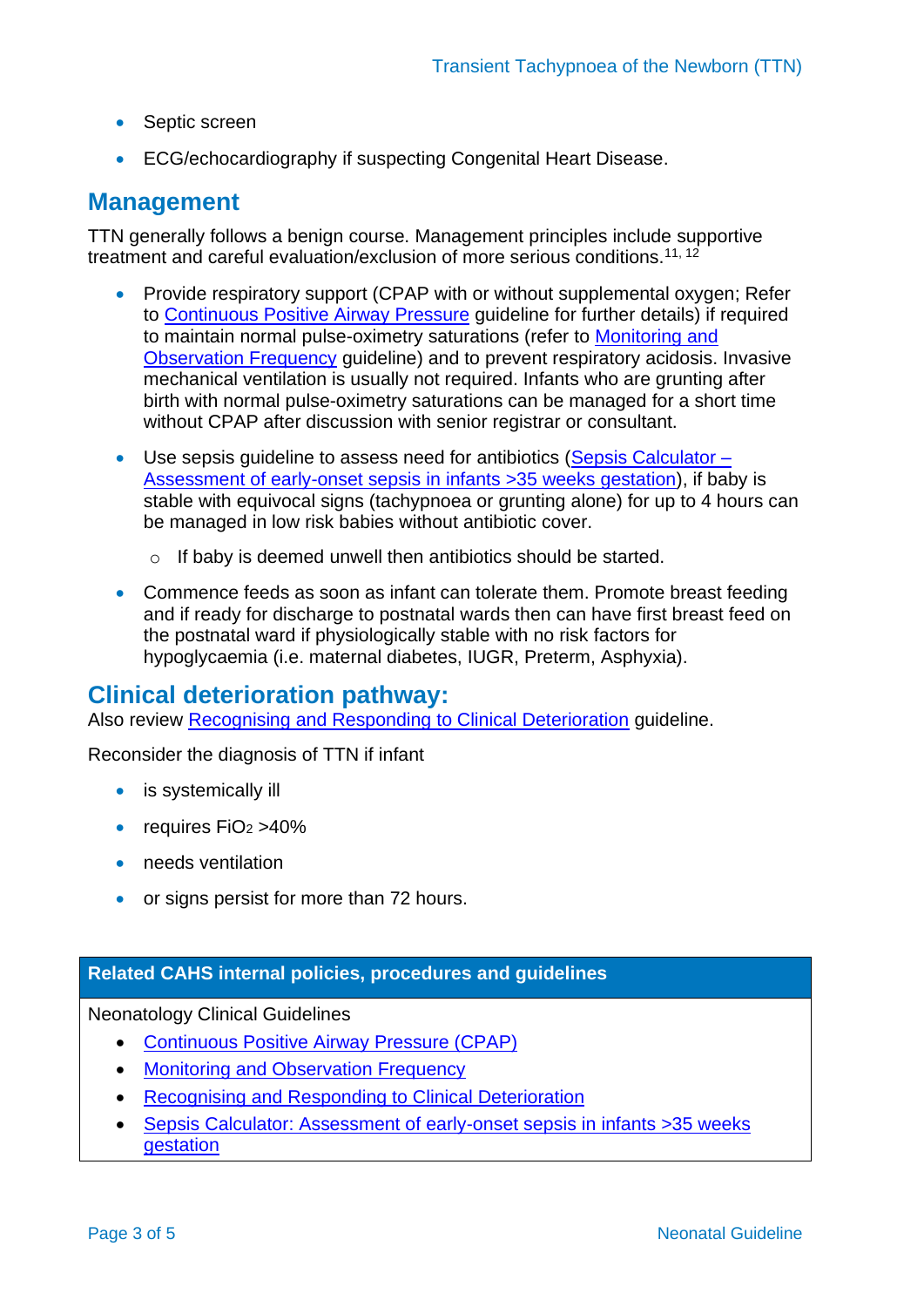- Septic screen
- ECG/echocardiography if suspecting Congenital Heart Disease.

## Management

TTN generally follows a benign course. Management principles include supportive treatment and careful evaluation/exclusion of more serious conditions.[11, 12]

- Provide respiratory support (CPAP with or without supplemental oxygen; Refer to Continuous Positive Airway Pressure guideline for further details) if required to maintain normal pulse-oximetry saturations (refer to Monitoring and Observation Frequency guideline) and to prevent respiratory acidosis. Invasive mechanical ventilation is usually not required. Infants who are grunting after birth with normal pulse-oximetry saturations can be managed for a short time without CPAP after discussion with senior registrar or consultant.
- Use sepsis guideline to assess need for antibiotics (Sepsis Calculator – Assessment of early-onset sepsis in infants >35 weeks gestation), if baby is stable with equivocal signs (tachypnoea or grunting alone) for up to 4 hours can be managed in low risk babies without antibiotic cover.
  - If baby is deemed unwell then antibiotics should be started.
- Commence feeds as soon as infant can tolerate them. Promote breast feeding and if ready for discharge to postnatal wards then can have first breast feed on the postnatal ward if physiologically stable with no risk factors for hypoglycaemia (i.e. maternal diabetes, IUGR, Preterm, Asphyxia).

## Clinical deterioration pathway:

Also review Recognising and Responding to Clinical Deterioration guideline.

Reconsider the diagnosis of TTN if infant

- is systemically ill
- requires $FiO_2$ >40%
- needs ventilation
- or signs persist for more than 72 hours.

| Related CAHS internal policies, procedures and guidelines |
| --- |
| Neonatology Clinical Guidelines<br>• Continuous Positive Airway Pressure (CPAP)<br>• Monitoring and Observation Frequency<br>• Recognising and Responding to Clinical Deterioration<br>• Sepsis Calculator: Assessment of early-onset sepsis in infants >35 weeks gestation |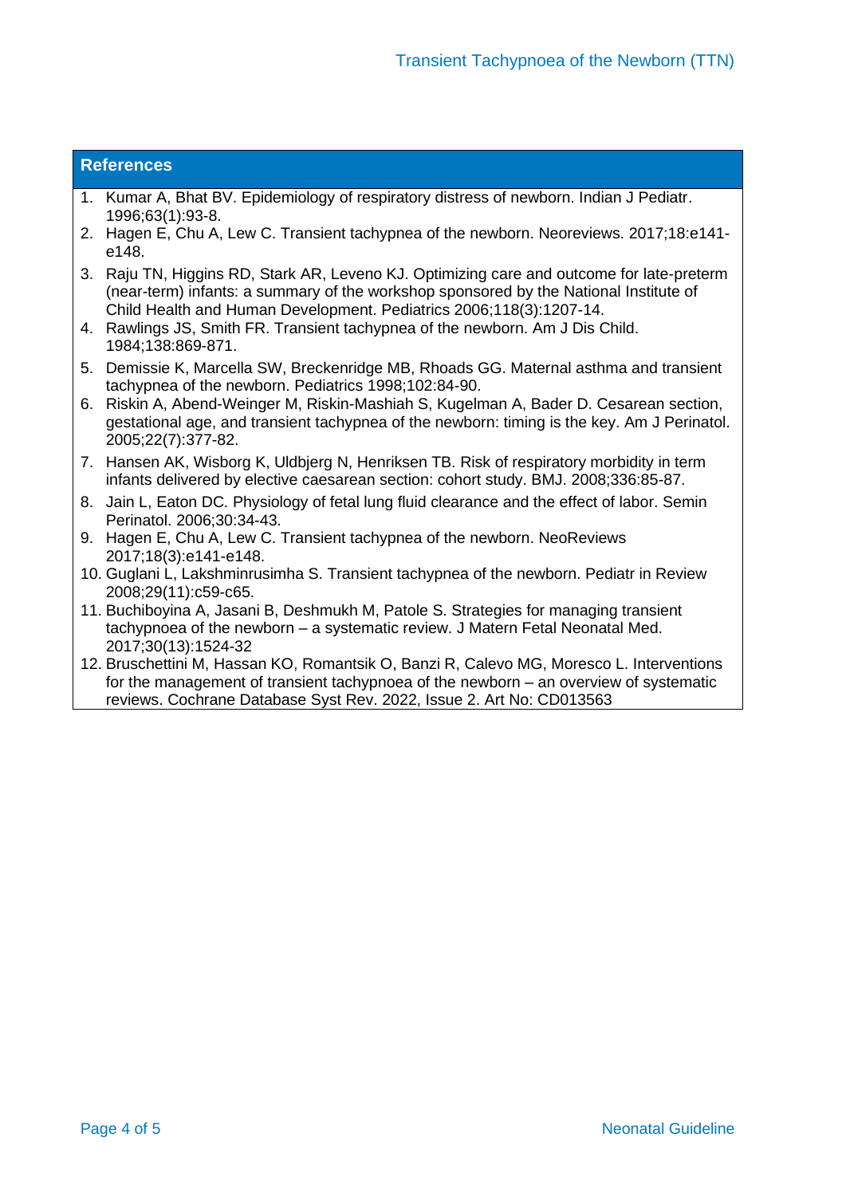## References

1. Kumar A, Bhat BV. Epidemiology of respiratory distress of newborn. Indian J Pediatr. 1996;63(1):93-8.
2. Hagen E, Chu A, Lew C. Transient tachypnea of the newborn. Neoreviews. 2017;18:e141-e148.
3. Raju TN, Higgins RD, Stark AR, Leveno KJ. Optimizing care and outcome for late-preterm (near-term) infants: a summary of the workshop sponsored by the National Institute of Child Health and Human Development. Pediatrics 2006;118(3):1207-14.
4. Rawlings JS, Smith FR. Transient tachypnea of the newborn. Am J Dis Child. 1984;138:869-871.
5. Demissie K, Marcella SW, Breckenridge MB, Rhoads GG. Maternal asthma and transient tachypnea of the newborn. Pediatrics 1998;102:84-90.
6. Riskin A, Abend-Weinger M, Riskin-Mashiah S, Kugelman A, Bader D. Cesarean section, gestational age, and transient tachypnea of the newborn: timing is the key. Am J Perinatol. 2005;22(7):377-82.
7. Hansen AK, Wisborg K, Uldbjerg N, Henriksen TB. Risk of respiratory morbidity in term infants delivered by elective caesarean section: cohort study. BMJ. 2008;336:85-87.
8. Jain L, Eaton DC. Physiology of fetal lung fluid clearance and the effect of labor. Semin Perinatol. 2006;30:34-43.
9. Hagen E, Chu A, Lew C. Transient tachypnea of the newborn. NeoReviews 2017;18(3):e141-e148.
10. Guglani L, Lakshminrusimha S. Transient tachypnea of the newborn. Pediatr in Review 2008;29(11):c59-c65.
11. Buchiboyina A, Jasani B, Deshmukh M, Patole S. Strategies for managing transient tachypnoea of the newborn – a systematic review. J Matern Fetal Neonatal Med. 2017;30(13):1524-32
12. Bruschettini M, Hassan KO, Romantsik O, Banzi R, Calevo MG, Moresco L. Interventions for the management of transient tachypnoea of the newborn – an overview of systematic reviews. Cochrane Database Syst Rev. 2022, Issue 2. Art No: CD013563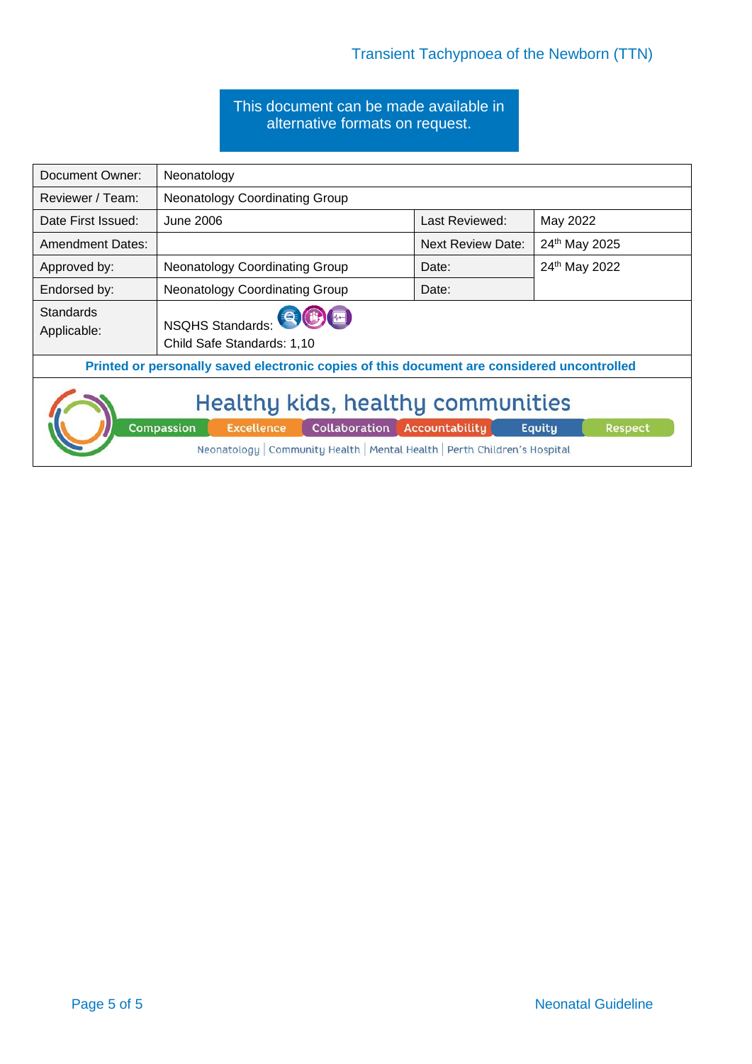This document can be made available in alternative formats on request.

| | | | |
|---|---|---|---|
| Document Owner: | Neonatology | | |
| Reviewer / Team: | Neonatology Coordinating Group | | |
| Date First Issued: | June 2006 | Last Reviewed: | May 2022 |
| Amendment Dates: | | Next Review Date: | 24th May 2025 |
| Approved by: | Neonatology Coordinating Group | Date: | 24th May 2022 |
| Endorsed by: | Neonatology Coordinating Group | Date: | |
| Standards Applicable: | NSQHS Standards: <br> Child Safe Standards: 1,10 | | |

**Printed or personally saved electronic copies of this document are considered uncontrolled**

Healthy kids, healthy communities

Compassion | Excellence | Collaboration | Accountability | Equity | Respect

Neonatology | Community Health | Mental Health | Perth Children's Hospital